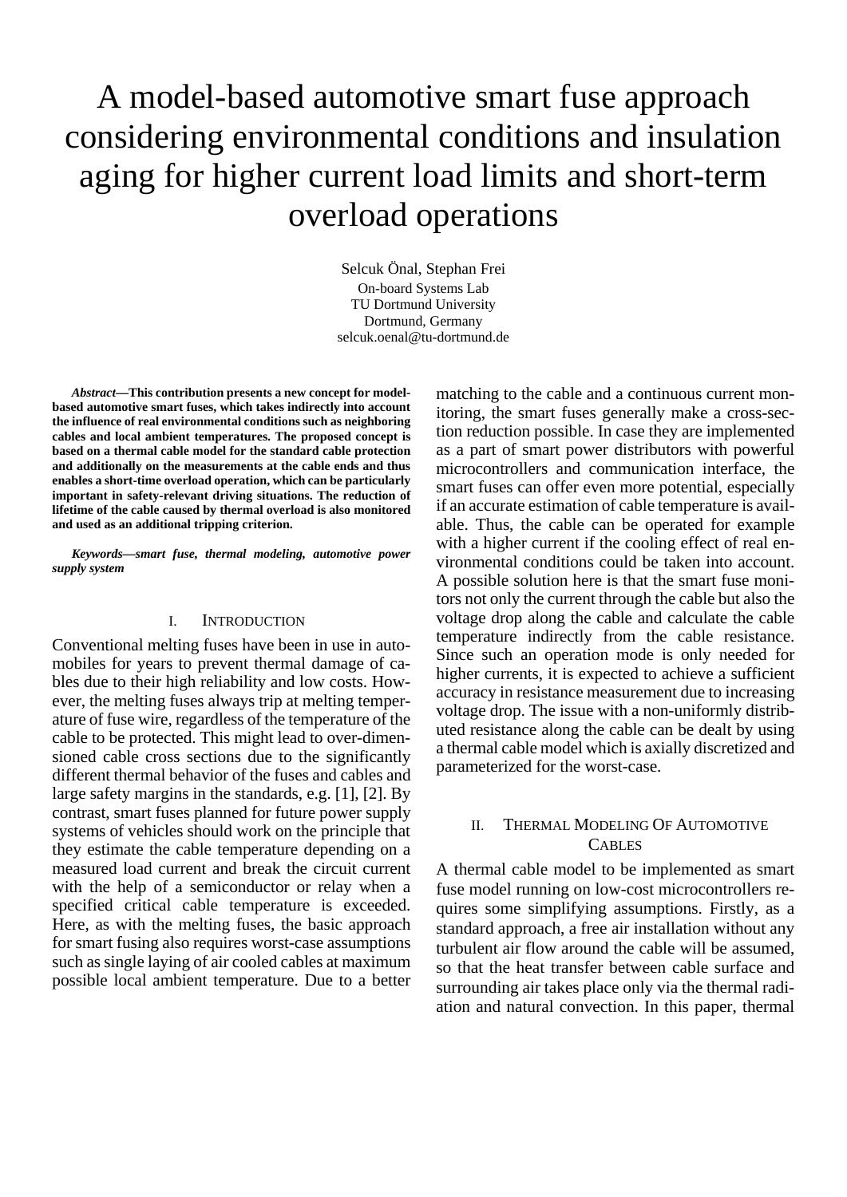# A model-based automotive smart fuse approach considering environmental conditions and insulation aging for higher current load limits and short-term overload operations

Selcuk Önal, Stephan Frei  
On-board Systems Lab  
TU Dortmund University  
Dortmund, Germany  
selcuk.oenal@tu-dortmund.de

***Abstract*—This contribution presents a new concept for model-based automotive smart fuses, which takes indirectly into account the influence of real environmental conditions such as neighboring cables and local ambient temperatures. The proposed concept is based on a thermal cable model for the standard cable protection and additionally on the measurements at the cable ends and thus enables a short-time overload operation, which can be particularly important in safety-relevant driving situations. The reduction of lifetime of the cable caused by thermal overload is also monitored and used as an additional tripping criterion.**

***Keywords—smart fuse, thermal modeling, automotive power supply system***

## I. Introduction

Conventional melting fuses have been in use in automobiles for years to prevent thermal damage of cables due to their high reliability and low costs. However, the melting fuses always trip at melting temperature of fuse wire, regardless of the temperature of the cable to be protected. This might lead to over-dimensioned cable cross sections due to the significantly different thermal behavior of the fuses and cables and large safety margins in the standards, e.g. [1], [2]. By contrast, smart fuses planned for future power supply systems of vehicles should work on the principle that they estimate the cable temperature depending on a measured load current and break the circuit current with the help of a semiconductor or relay when a specified critical cable temperature is exceeded. Here, as with the melting fuses, the basic approach for smart fusing also requires worst-case assumptions such as single laying of air cooled cables at maximum possible local ambient temperature. Due to a better matching to the cable and a continuous current monitoring, the smart fuses generally make a cross-section reduction possible. In case they are implemented as a part of smart power distributors with powerful microcontrollers and communication interface, the smart fuses can offer even more potential, especially if an accurate estimation of cable temperature is available. Thus, the cable can be operated for example with a higher current if the cooling effect of real environmental conditions could be taken into account. A possible solution here is that the smart fuse monitors not only the current through the cable but also the voltage drop along the cable and calculate the cable temperature indirectly from the cable resistance. Since such an operation mode is only needed for higher currents, it is expected to achieve a sufficient accuracy in resistance measurement due to increasing voltage drop. The issue with a non-uniformly distributed resistance along the cable can be dealt by using a thermal cable model which is axially discretized and parameterized for the worst-case.

## II. Thermal Modeling Of Automotive Cables

A thermal cable model to be implemented as smart fuse model running on low-cost microcontrollers requires some simplifying assumptions. Firstly, as a standard approach, a free air installation without any turbulent air flow around the cable will be assumed, so that the heat transfer between cable surface and surrounding air takes place only via the thermal radiation and natural convection. In this paper, thermal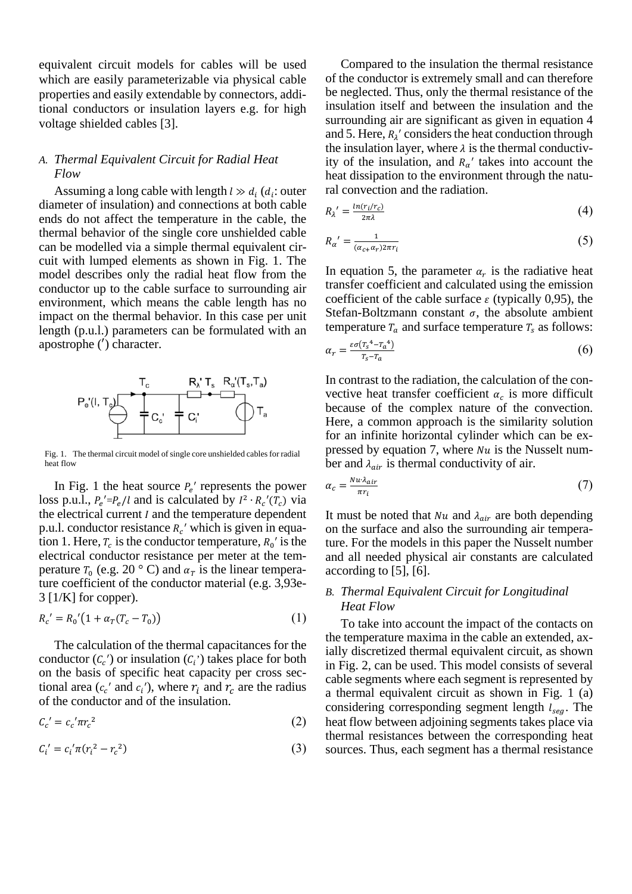equivalent circuit models for cables will be used which are easily parameterizable via physical cable properties and easily extendable by connectors, additional conductors or insulation layers e.g. for high voltage shielded cables [3].

### *A. Thermal Equivalent Circuit for Radial Heat Flow*

Assuming a long cable with length $l \gg d_i$ ($d_i$: outer diameter of insulation) and connections at both cable ends do not affect the temperature in the cable, the thermal behavior of the single core unshielded cable can be modelled via a simple thermal equivalent circuit with lumped elements as shown in Fig. 1. The model describes only the radial heat flow from the conductor up to the cable surface to surrounding air environment, which means the cable length has no impact on the thermal behavior. In this case per unit length (p.u.l.) parameters can be formulated with an apostrophe (′) character.

Fig. 1. The thermal circuit model of single core unshielded cables for radial heat flow

In Fig. 1 the heat source $P_e'$ represents the power loss p.u.l., $P_e'=P_e/l$ and is calculated by $I^2 \cdot R_c'(T_c)$ via the electrical current $I$ and the temperature dependent p.u.l. conductor resistance $R_c'$ which is given in equation 1. Here, $T_c$ is the conductor temperature, $R_0'$ is the electrical conductor resistance per meter at the temperature $T_0$ (e.g. 20 ° C) and $\alpha_T$ is the linear temperature coefficient of the conductor material (e.g. 3,93e-3 [1/K] for copper).

$$R_c' = R_0'\left(1 + \alpha_T(T_c - T_0)\right) \tag{1}$$

The calculation of the thermal capacitances for the conductor ($C_c'$) or insulation ($C_i'$) takes place for both on the basis of specific heat capacity per cross sectional area ($c_c'$ and $c_i'$), where $r_i$ and $r_c$ are the radius of the conductor and of the insulation.

$$C_c' = c_c'\pi r_c^2 \tag{2}$$

$$C_i' = c_i'\pi(r_i^2 - r_c^2) \tag{3}$$

Compared to the insulation the thermal resistance of the conductor is extremely small and can therefore be neglected. Thus, only the thermal resistance of the insulation itself and between the insulation and the surrounding air are significant as given in equation 4 and 5. Here, $R_\lambda'$ considers the heat conduction through the insulation layer, where $\lambda$ is the thermal conductivity of the insulation, and $R_\alpha'$ takes into account the heat dissipation to the environment through the natural convection and the radiation.

$$R_\lambda' = \frac{ln(r_i/r_c)}{2\pi\lambda} \tag{4}$$

$$R_\alpha' = \frac{1}{(\alpha_c + \alpha_r)2\pi r_i} \tag{5}$$

In equation 5, the parameter $\alpha_r$ is the radiative heat transfer coefficient and calculated using the emission coefficient of the cable surface $\varepsilon$ (typically 0,95), the Stefan-Boltzmann constant $\sigma$, the absolute ambient temperature $T_a$ and surface temperature $T_s$ as follows:

$$\alpha_r = \frac{\varepsilon\sigma\left(T_s^4 - T_a^4\right)}{T_s - T_a} \tag{6}$$

In contrast to the radiation, the calculation of the convective heat transfer coefficient $\alpha_c$ is more difficult because of the complex nature of the convection. Here, a common approach is the similarity solution for an infinite horizontal cylinder which can be expressed by equation 7, where $Nu$ is the Nusselt number and $\lambda_{air}$ is thermal conductivity of air.

$$\alpha_c = \frac{Nu \cdot \lambda_{air}}{\pi r_i} \tag{7}$$

It must be noted that $Nu$ and $\lambda_{air}$ are both depending on the surface and also the surrounding air temperature. For the models in this paper the Nusselt number and all needed physical air constants are calculated according to [5], [6].

### *B. Thermal Equivalent Circuit for Longitudinal Heat Flow*

To take into account the impact of the contacts on the temperature maxima in the cable an extended, axially discretized thermal equivalent circuit, as shown in Fig. 2, can be used. This model consists of several cable segments where each segment is represented by a thermal equivalent circuit as shown in Fig. 1 (a) considering corresponding segment length $l_{seg}$. The heat flow between adjoining segments takes place via thermal resistances between the corresponding heat sources. Thus, each segment has a thermal resistance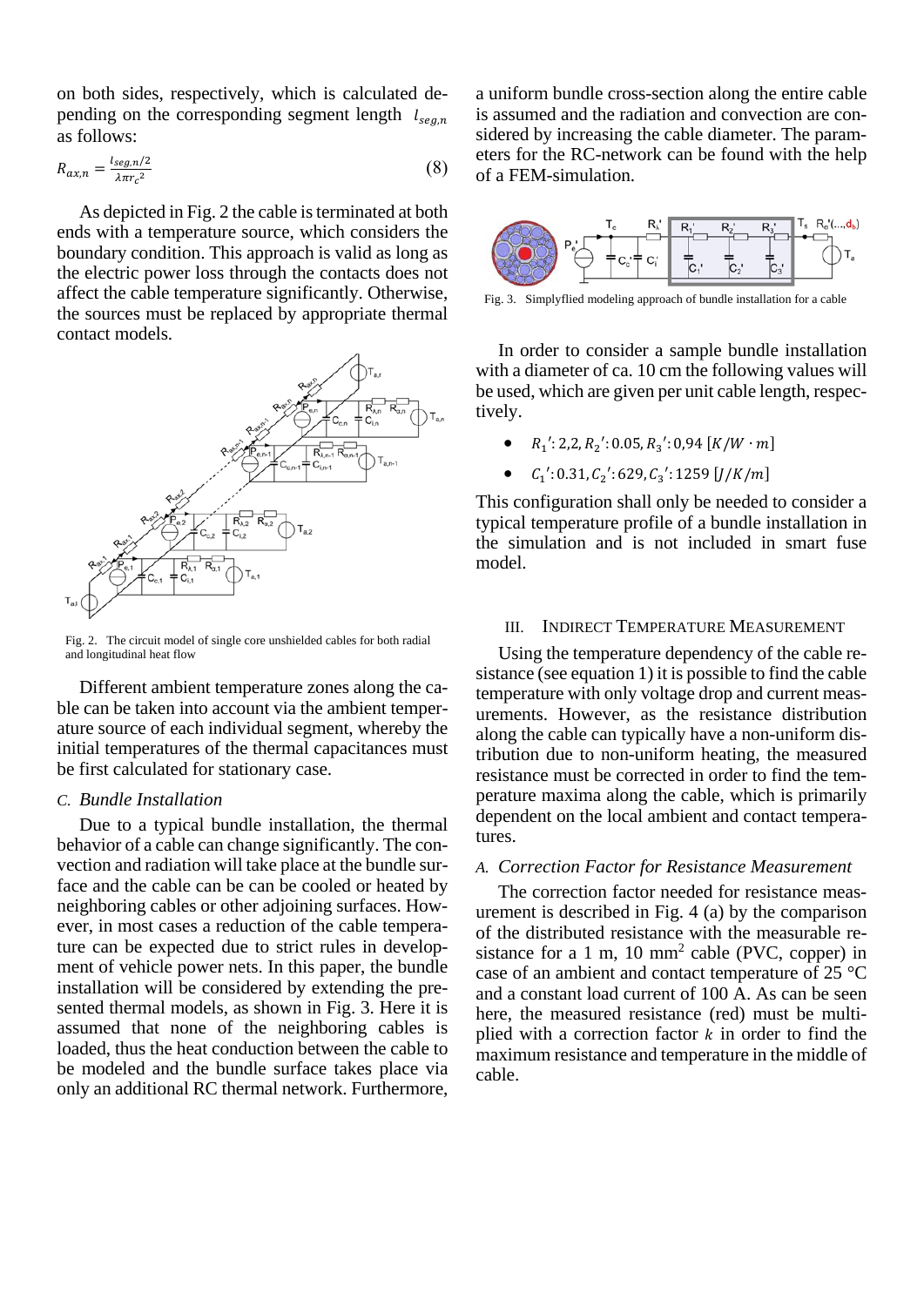on both sides, respectively, which is calculated depending on the corresponding segment length $l_{seg,n}$ as follows:

$$R_{ax,n} = \frac{l_{seg,n}/2}{\lambda \pi r_c^2} \tag{8}$$

As depicted in Fig. 2 the cable is terminated at both ends with a temperature source, which considers the boundary condition. This approach is valid as long as the electric power loss through the contacts does not affect the cable temperature significantly. Otherwise, the sources must be replaced by appropriate thermal contact models.

Fig. 2. The circuit model of single core unshielded cables for both radial and longitudinal heat flow

Different ambient temperature zones along the cable can be taken into account via the ambient temperature source of each individual segment, whereby the initial temperatures of the thermal capacitances must be first calculated for stationary case.

### C. Bundle Installation

Due to a typical bundle installation, the thermal behavior of a cable can change significantly. The convection and radiation will take place at the bundle surface and the cable can be can be cooled or heated by neighboring cables or other adjoining surfaces. However, in most cases a reduction of the cable temperature can be expected due to strict rules in development of vehicle power nets. In this paper, the bundle installation will be considered by extending the presented thermal models, as shown in Fig. 3. Here it is assumed that none of the neighboring cables is loaded, thus the heat conduction between the cable to be modeled and the bundle surface takes place via only an additional RC thermal network. Furthermore, a uniform bundle cross-section along the entire cable is assumed and the radiation and convection are considered by increasing the cable diameter. The parameters for the RC-network can be found with the help of a FEM-simulation.

Fig. 3. Simplyflied modeling approach of bundle installation for a cable

In order to consider a sample bundle installation with a diameter of ca. 10 cm the following values will be used, which are given per unit cable length, respectively.

- $R_1{}'$: 2,2, $R_2{}'$: 0.05, $R_3{}'$: 0,94 $[K/W \cdot m]$
- $C_1{}'$: 0.31, $C_2{}'$: 629, $C_3{}'$: 1259 $[J/K/m]$

This configuration shall only be needed to consider a typical temperature profile of a bundle installation in the simulation and is not included in smart fuse model.

## III. Indirect Temperature Measurement

Using the temperature dependency of the cable resistance (see equation 1) it is possible to find the cable temperature with only voltage drop and current measurements. However, as the resistance distribution along the cable can typically have a non-uniform distribution due to non-uniform heating, the measured resistance must be corrected in order to find the temperature maxima along the cable, which is primarily dependent on the local ambient and contact temperatures.

### A. Correction Factor for Resistance Measurement

The correction factor needed for resistance measurement is described in Fig. 4 (a) by the comparison of the distributed resistance with the measurable resistance for a 1 m, 10 mm$^2$ cable (PVC, copper) in case of an ambient and contact temperature of 25 °C and a constant load current of 100 A. As can be seen here, the measured resistance (red) must be multiplied with a correction factor $k$ in order to find the maximum resistance and temperature in the middle of cable.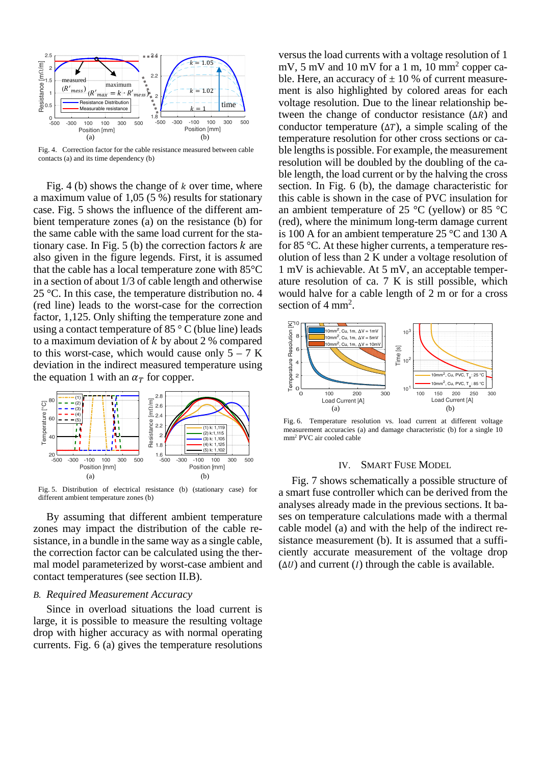Fig. 4. Correction factor for the cable resistance measured between cable contacts (a) and its time dependency (b)

Fig. 4 (b) shows the change of $k$ over time, where a maximum value of 1,05 (5 %) results for stationary case. Fig. 5 shows the influence of the different ambient temperature zones (a) on the resistance (b) for the same cable with the same load current for the stationary case. In Fig. 5 (b) the correction factors $k$ are also given in the figure legends. First, it is assumed that the cable has a local temperature zone with 85°C in a section of about 1/3 of cable length and otherwise 25 °C. In this case, the temperature distribution no. 4 (red line) leads to the worst-case for the correction factor, 1,125. Only shifting the temperature zone and using a contact temperature of 85 ° C (blue line) leads to a maximum deviation of $k$ by about 2 % compared to this worst-case, which would cause only 5 – 7 K deviation in the indirect measured temperature using the equation 1 with an $\alpha_T$ for copper.

Fig. 5. Distribution of electrical resistance (b) (stationary case) for different ambient temperature zones (b)

By assuming that different ambient temperature zones may impact the distribution of the cable resistance, in a bundle in the same way as a single cable, the correction factor can be calculated using the thermal model parameterized by worst-case ambient and contact temperatures (see section II.B).

### *B. Required Measurement Accuracy*

Since in overload situations the load current is large, it is possible to measure the resulting voltage drop with higher accuracy as with normal operating currents. Fig. 6 (a) gives the temperature resolutions versus the load currents with a voltage resolution of 1 mV, 5 mV and 10 mV for a 1 m, 10 mm² copper cable. Here, an accuracy of ± 10 % of current measurement is also highlighted by colored areas for each voltage resolution. Due to the linear relationship between the change of conductor resistance ($\Delta R$) and conductor temperature ($\Delta T$), a simple scaling of the temperature resolution for other cross sections or cable lengths is possible. For example, the measurement resolution will be doubled by the doubling of the cable length, the load current or by the halving the cross section. In Fig. 6 (b), the damage characteristic for this cable is shown in the case of PVC insulation for an ambient temperature of 25 °C (yellow) or 85 °C (red), where the minimum long-term damage current is 100 A for an ambient temperature 25 °C and 130 A for 85 °C. At these higher currents, a temperature resolution of less than 2 K under a voltage resolution of 1 mV is achievable. At 5 mV, an acceptable temperature resolution of ca. 7 K is still possible, which would halve for a cable length of 2 m or for a cross section of 4 mm².

Fig. 6. Temperature resolution vs. load current at different voltage measurement accuracies (a) and damage characteristic (b) for a single 10 mm² PVC air cooled cable

## IV. Smart Fuse Model

Fig. 7 shows schematically a possible structure of a smart fuse controller which can be derived from the analyses already made in the previous sections. It bases on temperature calculations made with a thermal cable model (a) and with the help of the indirect resistance measurement (b). It is assumed that a sufficiently accurate measurement of the voltage drop ($\Delta U$) and current ($I$) through the cable is available.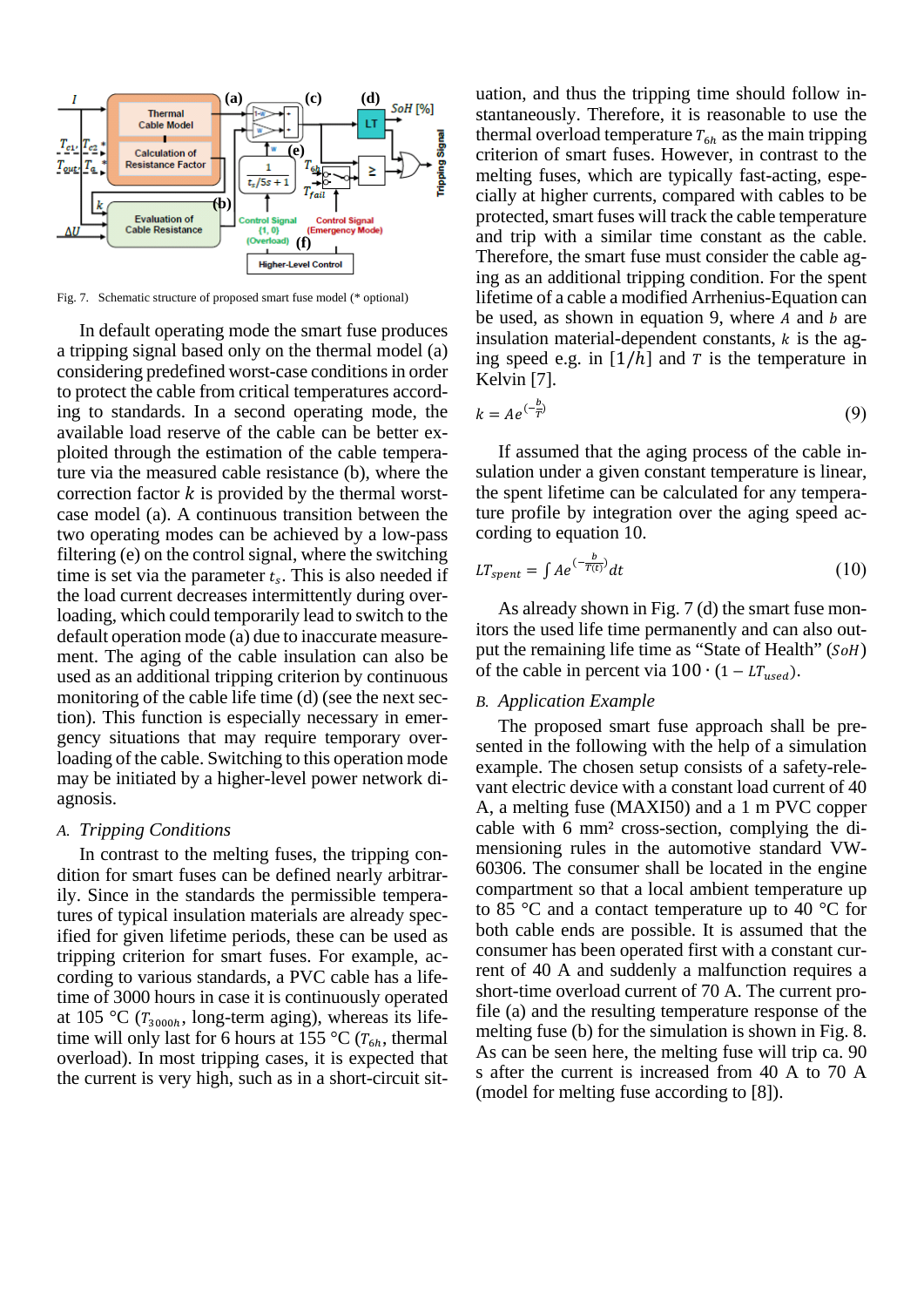Fig. 7. Schematic structure of proposed smart fuse model (* optional)

In default operating mode the smart fuse produces a tripping signal based only on the thermal model (a) considering predefined worst-case conditions in order to protect the cable from critical temperatures according to standards. In a second operating mode, the available load reserve of the cable can be better exploited through the estimation of the cable temperature via the measured cable resistance (b), where the correction factor $k$ is provided by the thermal worst-case model (a). A continuous transition between the two operating modes can be achieved by a low-pass filtering (e) on the control signal, where the switching time is set via the parameter $t_s$. This is also needed if the load current decreases intermittently during overloading, which could temporarily lead to switch to the default operation mode (a) due to inaccurate measurement. The aging of the cable insulation can also be used as an additional tripping criterion by continuous monitoring of the cable life time (d) (see the next section). This function is especially necessary in emergency situations that may require temporary overloading of the cable. Switching to this operation mode may be initiated by a higher-level power network diagnosis.

## A. Tripping Conditions

In contrast to the melting fuses, the tripping condition for smart fuses can be defined nearly arbitrarily. Since in the standards the permissible temperatures of typical insulation materials are already specified for given lifetime periods, these can be used as tripping criterion for smart fuses. For example, according to various standards, a PVC cable has a lifetime of 3000 hours in case it is continuously operated at 105 °C ($T_{3000h}$, long-term aging), whereas its lifetime will only last for 6 hours at 155 °C ($T_{6h}$, thermal overload). In most tripping cases, it is expected that the current is very high, such as in a short-circuit situation, and thus the tripping time should follow instantaneously. Therefore, it is reasonable to use the thermal overload temperature $T_{6h}$ as the main tripping criterion of smart fuses. However, in contrast to the melting fuses, which are typically fast-acting, especially at higher currents, compared with cables to be protected, smart fuses will track the cable temperature and trip with a similar time constant as the cable. Therefore, the smart fuse must consider the cable aging as an additional tripping condition. For the spent lifetime of a cable a modified Arrhenius-Equation can be used, as shown in equation 9, where $A$ and $b$ are insulation material-dependent constants, $k$ is the aging speed e.g. in $[1/h]$ and $T$ is the temperature in Kelvin [7].

$$k = Ae^{\left(-\frac{b}{T}\right)} \tag{9}$$

If assumed that the aging process of the cable insulation under a given constant temperature is linear, the spent lifetime can be calculated for any temperature profile by integration over the aging speed according to equation 10.

$$LT_{spent} = \int Ae^{\left(-\frac{b}{T(t)}\right)} dt \tag{10}$$

As already shown in Fig. 7 (d) the smart fuse monitors the used life time permanently and can also output the remaining life time as "State of Health" ($SoH$) of the cable in percent via $100 \cdot (1 - LT_{used})$.

## B. Application Example

The proposed smart fuse approach shall be presented in the following with the help of a simulation example. The chosen setup consists of a safety-relevant electric device with a constant load current of 40 A, a melting fuse (MAXI50) and a 1 m PVC copper cable with 6 mm² cross-section, complying the dimensioning rules in the automotive standard VW-60306. The consumer shall be located in the engine compartment so that a local ambient temperature up to 85 °C and a contact temperature up to 40 °C for both cable ends are possible. It is assumed that the consumer has been operated first with a constant current of 40 A and suddenly a malfunction requires a short-time overload current of 70 A. The current profile (a) and the resulting temperature response of the melting fuse (b) for the simulation is shown in Fig. 8. As can be seen here, the melting fuse will trip ca. 90 s after the current is increased from 40 A to 70 A (model for melting fuse according to [8]).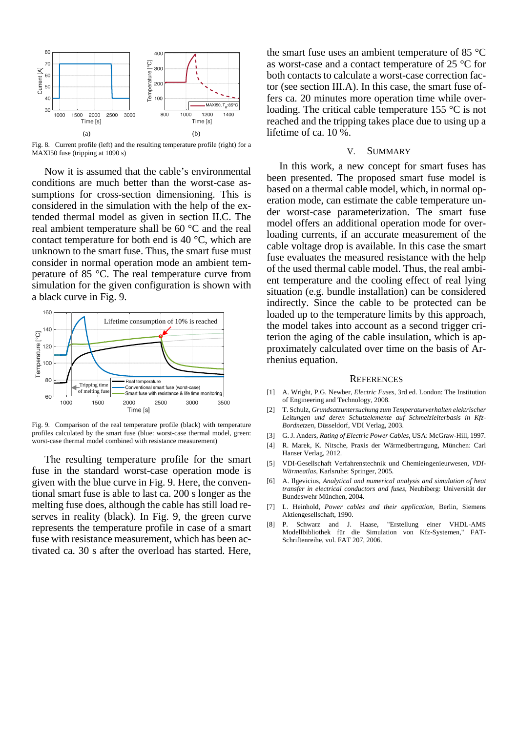80
70
60
50
40
30
Current [A]
1000 1500 2000 2500 3000
Time [s]
(a)

400
300
200
100
Temperature [°C]
800 1000 1200 1400
Time [s]
MAXI50, $T_a$:85°C
(b)

Fig. 8. Current profile (left) and the resulting temperature profile (right) for a MAXI50 fuse (tripping at 1090 s)

Now it is assumed that the cable's environmental conditions are much better than the worst-case assumptions for cross-section dimensioning. This is considered in the simulation with the help of the extended thermal model as given in section II.C. The real ambient temperature shall be 60 °C and the real contact temperature for both end is 40 °C, which are unknown to the smart fuse. Thus, the smart fuse must consider in normal operation mode an ambient temperature of 85 °C. The real temperature curve from simulation for the given configuration is shown with a black curve in Fig. 9.

160
140
120
100
80
60
Temperature [°C]
1000 1500 2000 2500 3000 3500
Time [s]
Lifetime consumption of 10% is reached
Tripping time of melting fuse
Real temperature
Conventional smart fuse (worst-case)
Smart fuse with resistance & life time monitoring

Fig. 9. Comparison of the real temperature profile (black) with temperature profiles calculated by the smart fuse (blue: worst-case thermal model, green: worst-case thermal model combined with resistance measurement)

The resulting temperature profile for the smart fuse in the standard worst-case operation mode is given with the blue curve in Fig. 9. Here, the conventional smart fuse is able to last ca. 200 s longer as the melting fuse does, although the cable has still load reserves in reality (black). In Fig. 9, the green curve represents the temperature profile in case of a smart fuse with resistance measurement, which has been activated ca. 30 s after the overload has started. Here, the smart fuse uses an ambient temperature of 85 °C as worst-case and a contact temperature of 25 °C for both contacts to calculate a worst-case correction factor (see section III.A). In this case, the smart fuse offers ca. 20 minutes more operation time while overloading. The critical cable temperature 155 °C is not reached and the tripping takes place due to using up a lifetime of ca. 10 %.

## V. Summary

In this work, a new concept for smart fuses has been presented. The proposed smart fuse model is based on a thermal cable model, which, in normal operation mode, can estimate the cable temperature under worst-case parameterization. The smart fuse model offers an additional operation mode for overloading currents, if an accurate measurement of the cable voltage drop is available. In this case the smart fuse evaluates the measured resistance with the help of the used thermal cable model. Thus, the real ambient temperature and the cooling effect of real lying situation (e.g. bundle installation) can be considered indirectly. Since the cable to be protected can be loaded up to the temperature limits by this approach, the model takes into account as a second trigger criterion the aging of the cable insulation, which is approximately calculated over time on the basis of Arrhenius equation.

## References

[1] A. Wright, P.G. Newber, *Electric Fuses*, 3rd ed. London: The Institution of Engineering and Technology, 2008.

[2] T. Schulz, *Grundsatzuntersuchung zum Temperaturverhalten elektrischer Leitungen und deren Schutzelemente auf Schmelzleiterbasis in Kfz-Bordnetzen*, Düsseldorf, VDI Verlag, 2003.

[3] G. J. Anders, *Rating of Electric Power Cables*, USA: McGraw-Hill, 1997.

[4] R. Marek, K. Nitsche, Praxis der Wärmeübertragung, München: Carl Hanser Verlag, 2012.

[5] VDI-Gesellschaft Verfahrenstechnik und Chemieingenieurwesen, *VDI-Wärmeatlas*, Karlsruhe: Springer, 2005.

[6] A. Ilgevicius, *Analytical and numerical analysis and simulation of heat transfer in electrical conductors and fuses*, Neubiberg: Universität der Bundeswehr München, 2004.

[7] L. Heinhold, *Power cables and their application*, Berlin, Siemens Aktiengesellschaft, 1990.

[8] P. Schwarz and J. Haase, "Erstellung einer VHDL-AMS Modellbibliothek für die Simulation von Kfz-Systemen," FAT-Schriftenreihe, vol. FAT 207, 2006.